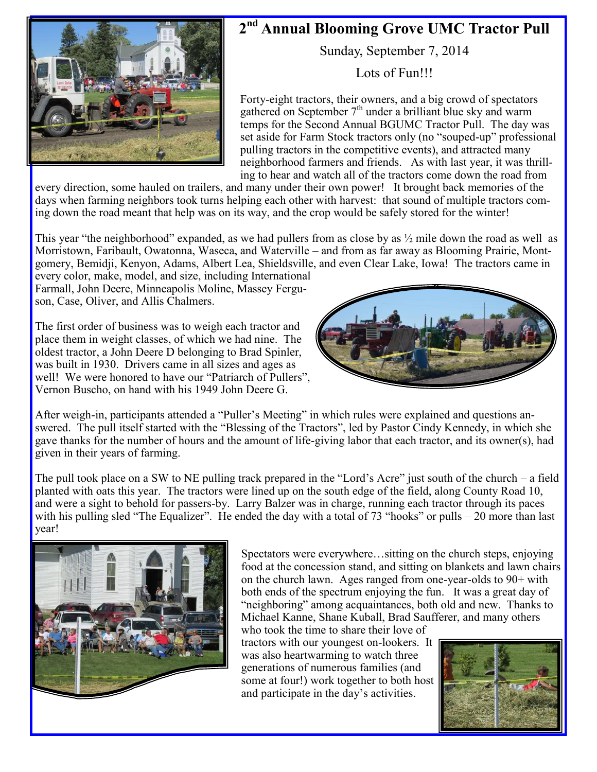# 2nd Annual Blooming Grove UMC Tractor Pull

Sunday, September 7, 2014

Lots of Fun!!!

Forty-eight tractors, their owners, and a big crowd of spectators gathered on September 7th under a brilliant blue sky and warm temps for the Second Annual BGUMC Tractor Pull. The day was set aside for Farm Stock tractors only (no "souped-up" professional pulling tractors in the competitive events), and attracted many neighborhood farmers and friends. As with last year, it was thrilling to hear and watch all of the tractors come down the road from every direction, some hauled on trailers, and many under their own power! It brought back memories of the days when farming neighbors took turns helping each other with harvest: that sound of multiple tractors coming down the road meant that help was on its way, and the crop would be safely stored for the winter!

This year "the neighborhood" expanded, as we had pullers from as close by as ½ mile down the road as well as Morristown, Faribault, Owatonna, Waseca, and Waterville – and from as far away as Blooming Prairie, Montgomery, Bemidji, Kenyon, Adams, Albert Lea, Shieldsville, and even Clear Lake, Iowa! The tractors came in every color, make, model, and size, including International Farmall, John Deere, Minneapolis Moline, Massey Ferguson, Case, Oliver, and Allis Chalmers.

The first order of business was to weigh each tractor and place them in weight classes, of which we had nine. The oldest tractor, a John Deere D belonging to Brad Spinler, was built in 1930. Drivers came in all sizes and ages as well! We were honored to have our "Patriarch of Pullers", Vernon Buscho, on hand with his 1949 John Deere G.

After weigh-in, participants attended a "Puller's Meeting" in which rules were explained and questions answered. The pull itself started with the "Blessing of the Tractors", led by Pastor Cindy Kennedy, in which she gave thanks for the number of hours and the amount of life-giving labor that each tractor, and its owner(s), had given in their years of farming.

The pull took place on a SW to NE pulling track prepared in the "Lord's Acre" just south of the church – a field planted with oats this year. The tractors were lined up on the south edge of the field, along County Road 10, and were a sight to behold for passers-by. Larry Balzer was in charge, running each tractor through its paces with his pulling sled "The Equalizer". He ended the day with a total of 73 "hooks" or pulls – 20 more than last year!

Spectators were everywhere…sitting on the church steps, enjoying food at the concession stand, and sitting on blankets and lawn chairs on the church lawn. Ages ranged from one-year-olds to 90+ with both ends of the spectrum enjoying the fun. It was a great day of "neighboring" among acquaintances, both old and new. Thanks to Michael Kanne, Shane Kuball, Brad Saufferer, and many others who took the time to share their love of tractors with our youngest on-lookers. It was also heartwarming to watch three generations of numerous families (and some at four!) work together to both host and participate in the day's activities.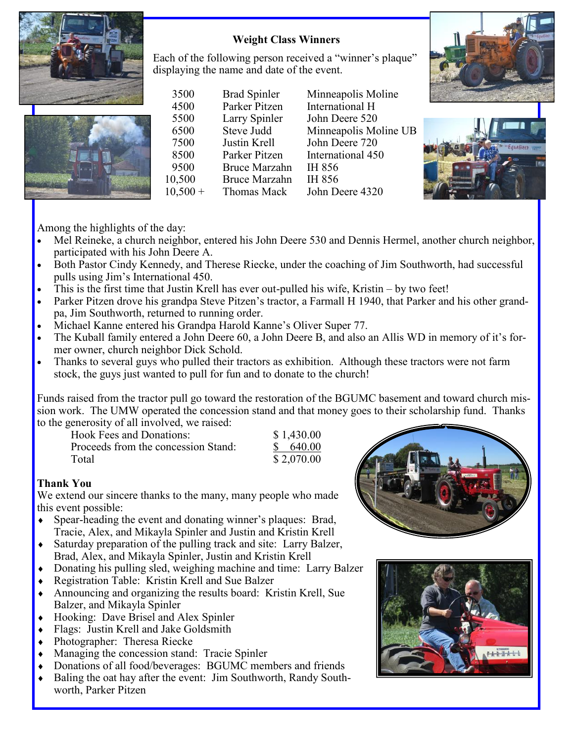## Weight Class Winners

Each of the following person received a "winner's plaque" displaying the name and date of the event.

| | | |
|---|---|---|
| 3500 | Brad Spinler | Minneapolis Moline |
| 4500 | Parker Pitzen | International H |
| 5500 | Larry Spinler | John Deere 520 |
| 6500 | Steve Judd | Minneapolis Moline UB |
| 7500 | Justin Krell | John Deere 720 |
| 8500 | Parker Pitzen | International 450 |
| 9500 | Bruce Marzahn | IH 856 |
| 10,500 | Bruce Marzahn | IH 856 |
| 10,500 + | Thomas Mack | John Deere 4320 |

Among the highlights of the day:

- Mel Reineke, a church neighbor, entered his John Deere 530 and Dennis Hermel, another church neighbor, participated with his John Deere A.
- Both Pastor Cindy Kennedy, and Therese Riecke, under the coaching of Jim Southworth, had successful pulls using Jim's International 450.
- This is the first time that Justin Krell has ever out-pulled his wife, Kristin – by two feet!
- Parker Pitzen drove his grandpa Steve Pitzen's tractor, a Farmall H 1940, that Parker and his other grandpa, Jim Southworth, returned to running order.
- Michael Kanne entered his Grandpa Harold Kanne's Oliver Super 77.
- The Kuball family entered a John Deere 60, a John Deere B, and also an Allis WD in memory of it's former owner, church neighbor Dick Schold.
- Thanks to several guys who pulled their tractors as exhibition. Although these tractors were not farm stock, the guys just wanted to pull for fun and to donate to the church!

Funds raised from the tractor pull go toward the restoration of the BGUMC basement and toward church mission work. The UMW operated the concession stand and that money goes to their scholarship fund. Thanks to the generosity of all involved, we raised:

| | |
|---|---|
| Hook Fees and Donations: | $ 1,430.00 |
| Proceeds from the concession Stand: | $ 640.00 |
| Total | $ 2,070.00 |

**Thank You**

We extend our sincere thanks to the many, many people who made this event possible:

- Spear-heading the event and donating winner's plaques: Brad, Tracie, Alex, and Mikayla Spinler and Justin and Kristin Krell
- Saturday preparation of the pulling track and site: Larry Balzer, Brad, Alex, and Mikayla Spinler, Justin and Kristin Krell
- Donating his pulling sled, weighing machine and time: Larry Balzer
- Registration Table: Kristin Krell and Sue Balzer
- Announcing and organizing the results board: Kristin Krell, Sue Balzer, and Mikayla Spinler
- Hooking: Dave Brisel and Alex Spinler
- Flags: Justin Krell and Jake Goldsmith
- Photographer: Theresa Riecke
- Managing the concession stand: Tracie Spinler
- Donations of all food/beverages: BGUMC members and friends
- Baling the oat hay after the event: Jim Southworth, Randy Southworth, Parker Pitzen